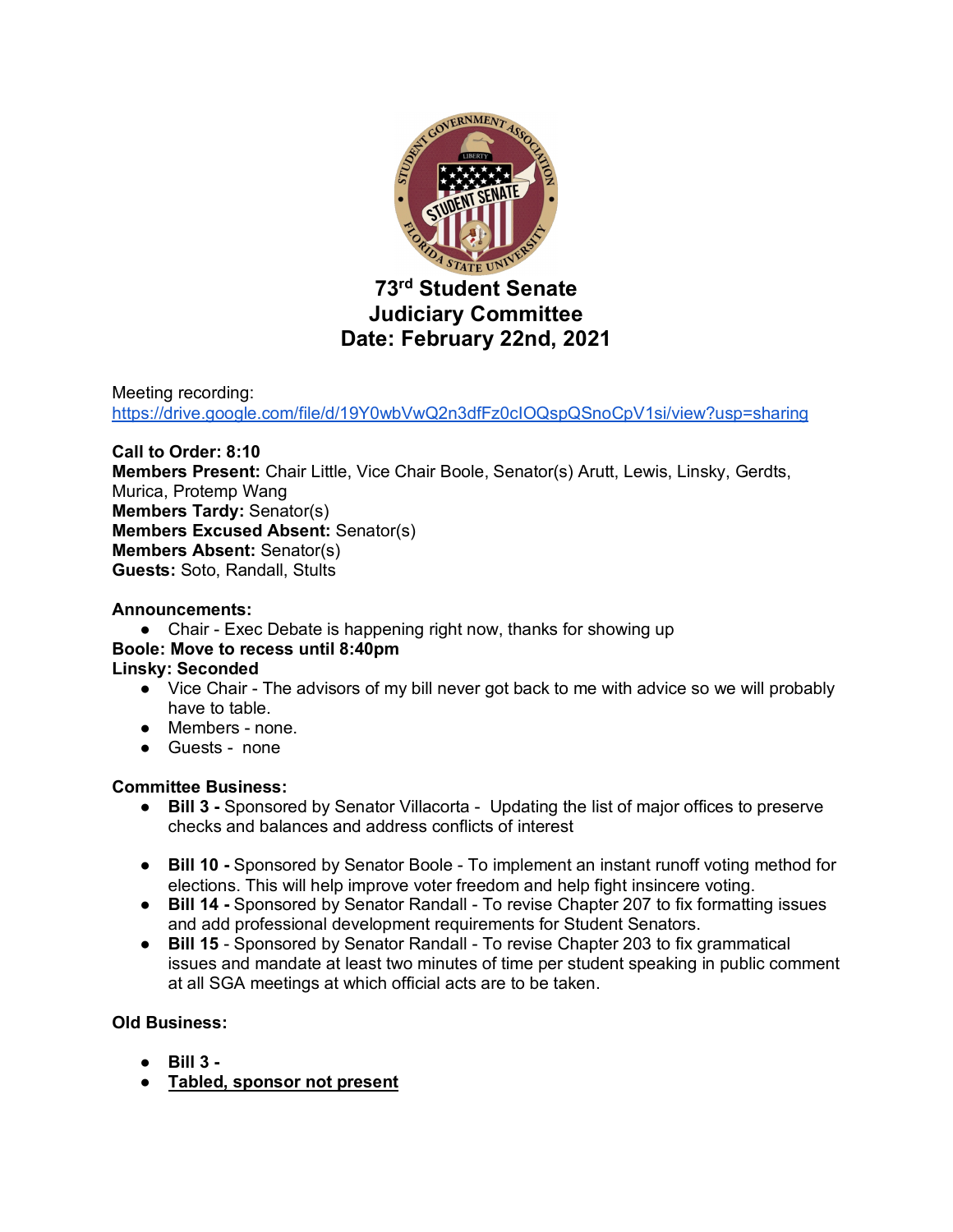# 73rd Student Senate
# Judiciary Committee
# Date: February 22nd, 2021

Meeting recording:
https://drive.google.com/file/d/19Y0wbVwQ2n3dfFz0clOQspQSnoCpV1si/view?usp=sharing

**Call to Order: 8:10**
**Members Present:** Chair Little, Vice Chair Boole, Senator(s) Arutt, Lewis, Linsky, Gerdts, Murica, Protemp Wang
**Members Tardy:** Senator(s)
**Members Excused Absent:** Senator(s)
**Members Absent:** Senator(s)
**Guests:** Soto, Randall, Stults

**Announcements:**

- Chair - Exec Debate is happening right now, thanks for showing up

**Boole: Move to recess until 8:40pm**
**Linsky: Seconded**

- Vice Chair - The advisors of my bill never got back to me with advice so we will probably have to table.
- Members - none.
- Guests - none

**Committee Business:**

- **Bill 3 -** Sponsored by Senator Villacorta - Updating the list of major offices to preserve checks and balances and address conflicts of interest

- **Bill 10 -** Sponsored by Senator Boole - To implement an instant runoff voting method for elections. This will help improve voter freedom and help fight insincere voting.
- **Bill 14 -** Sponsored by Senator Randall - To revise Chapter 207 to fix formatting issues and add professional development requirements for Student Senators.
- **Bill 15** - Sponsored by Senator Randall - To revise Chapter 203 to fix grammatical issues and mandate at least two minutes of time per student speaking in public comment at all SGA meetings at which official acts are to be taken.

**Old Business:**

- **Bill 3 -**
- **Tabled, sponsor not present**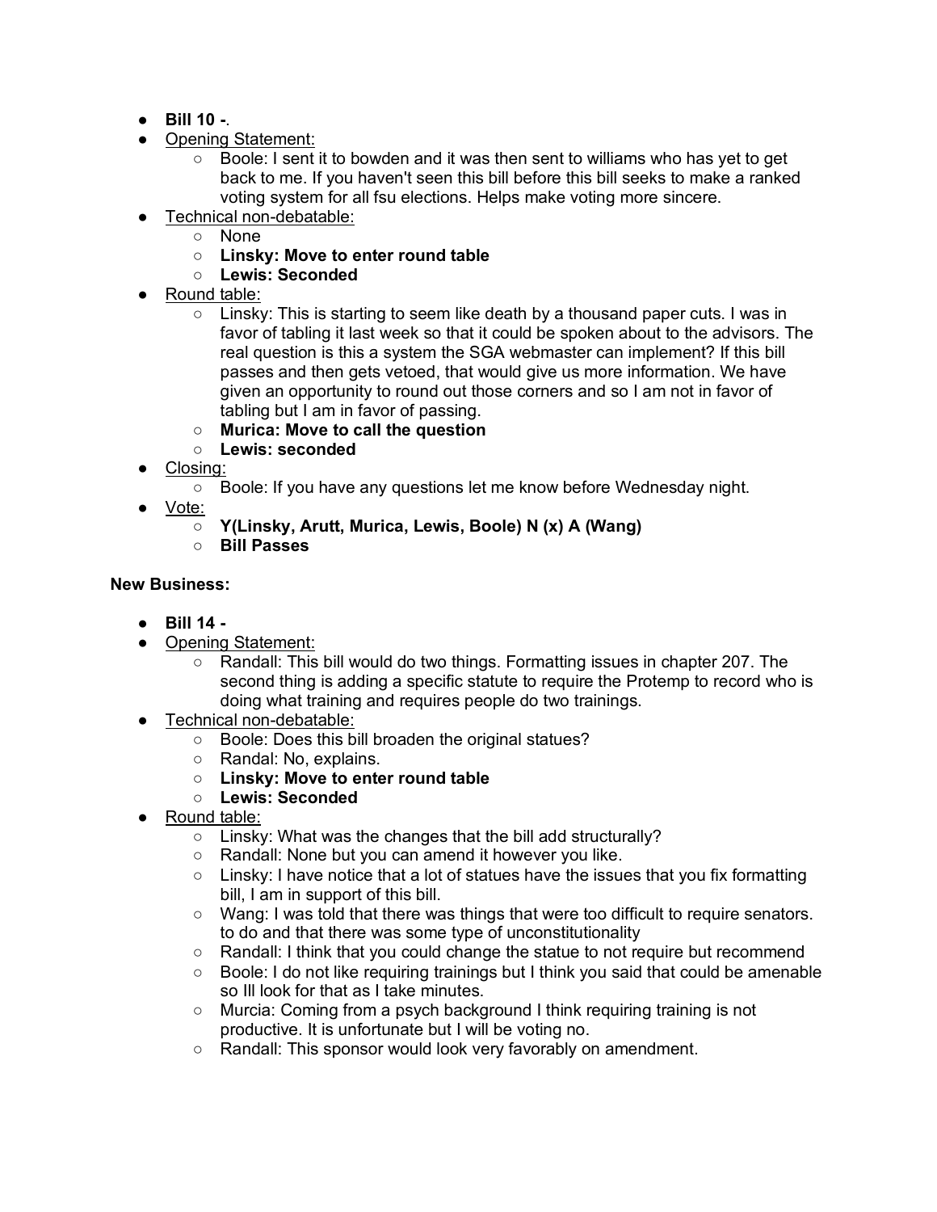- **Bill 10 -**.
- Opening Statement:
    - Boole: I sent it to bowden and it was then sent to williams who has yet to get back to me. If you haven't seen this bill before this bill seeks to make a ranked voting system for all fsu elections. Helps make voting more sincere.
- Technical non-debatable:
    - None
    - **Linsky: Move to enter round table**
    - **Lewis: Seconded**
- Round table:
    - Linsky: This is starting to seem like death by a thousand paper cuts. I was in favor of tabling it last week so that it could be spoken about to the advisors. The real question is this a system the SGA webmaster can implement? If this bill passes and then gets vetoed, that would give us more information. We have given an opportunity to round out those corners and so I am not in favor of tabling but I am in favor of passing.
    - **Murica: Move to call the question**
    - **Lewis: seconded**
- Closing:
    - Boole: If you have any questions let me know before Wednesday night.
- Vote:
    - **Y(Linsky, Arutt, Murica, Lewis, Boole) N (x) A (Wang)**
    - **Bill Passes**

**New Business:**

- **Bill 14 -**
- Opening Statement:
    - Randall: This bill would do two things. Formatting issues in chapter 207. The second thing is adding a specific statute to require the Protemp to record who is doing what training and requires people do two trainings.
- Technical non-debatable:
    - Boole: Does this bill broaden the original statues?
    - Randal: No, explains.
    - **Linsky: Move to enter round table**
    - **Lewis: Seconded**
- Round table:
    - Linsky: What was the changes that the bill add structurally?
    - Randall: None but you can amend it however you like.
    - Linsky: I have notice that a lot of statues have the issues that you fix formatting bill, I am in support of this bill.
    - Wang: I was told that there was things that were too difficult to require senators. to do and that there was some type of unconstitutionality
    - Randall: I think that you could change the statue to not require but recommend
    - Boole: I do not like requiring trainings but I think you said that could be amenable so Ill look for that as I take minutes.
    - Murcia: Coming from a psych background I think requiring training is not productive. It is unfortunate but I will be voting no.
    - Randall: This sponsor would look very favorably on amendment.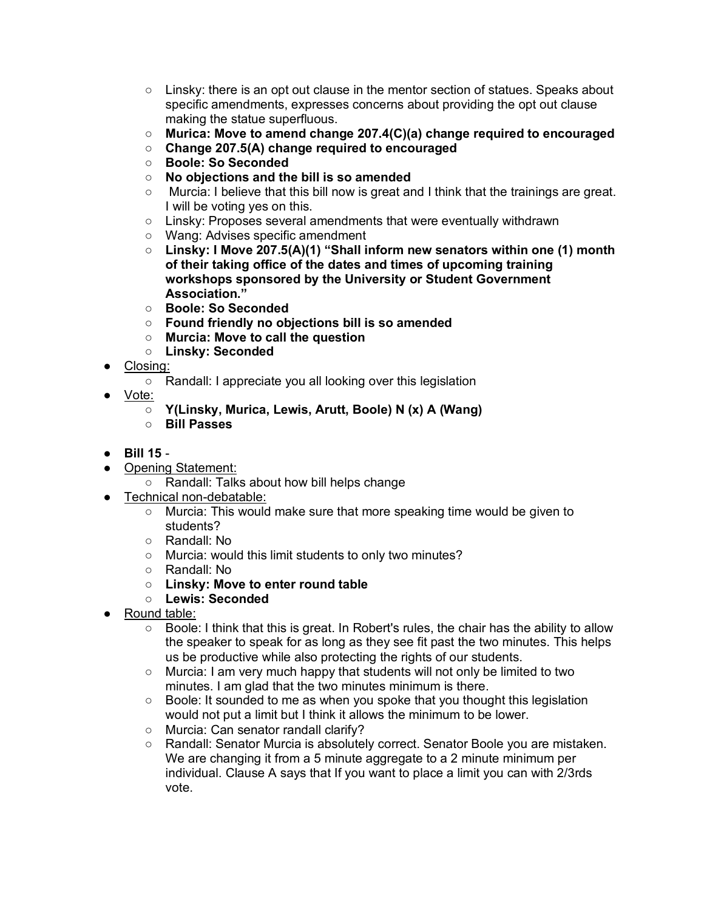- Linsky: there is an opt out clause in the mentor section of statues. Speaks about specific amendments, expresses concerns about providing the opt out clause making the statue superfluous.
  - **Murica: Move to amend change 207.4(C)(a) change required to encouraged**
  - **Change 207.5(A) change required to encouraged**
  - **Boole: So Seconded**
  - **No objections and the bill is so amended**
  - Murcia: I believe that this bill now is great and I think that the trainings are great. I will be voting yes on this.
  - Linsky: Proposes several amendments that were eventually withdrawn
  - Wang: Advises specific amendment
  - **Linsky: I Move 207.5(A)(1) "Shall inform new senators within one (1) month of their taking office of the dates and times of upcoming training workshops sponsored by the University or Student Government Association."**
  - **Boole: So Seconded**
  - **Found friendly no objections bill is so amended**
  - **Murcia: Move to call the question**
  - **Linsky: Seconded**
- <u>Closing:</u>
  - Randall: I appreciate you all looking over this legislation
- <u>Vote:</u>
  - **Y(Linsky, Murica, Lewis, Arutt, Boole) N (x) A (Wang)**
  - **Bill Passes**

- **Bill 15** -
- <u>Opening Statement:</u>
  - Randall: Talks about how bill helps change
- <u>Technical non-debatable:</u>
  - Murcia: This would make sure that more speaking time would be given to students?
  - Randall: No
  - Murcia: would this limit students to only two minutes?
  - Randall: No
  - **Linsky: Move to enter round table**
  - **Lewis: Seconded**
- <u>Round table:</u>
  - Boole: I think that this is great. In Robert's rules, the chair has the ability to allow the speaker to speak for as long as they see fit past the two minutes. This helps us be productive while also protecting the rights of our students.
  - Murcia: I am very much happy that students will not only be limited to two minutes. I am glad that the two minutes minimum is there.
  - Boole: It sounded to me as when you spoke that you thought this legislation would not put a limit but I think it allows the minimum to be lower.
  - Murcia: Can senator randall clarify?
  - Randall: Senator Murcia is absolutely correct. Senator Boole you are mistaken. We are changing it from a 5 minute aggregate to a 2 minute minimum per individual. Clause A says that If you want to place a limit you can with 2/3rds vote.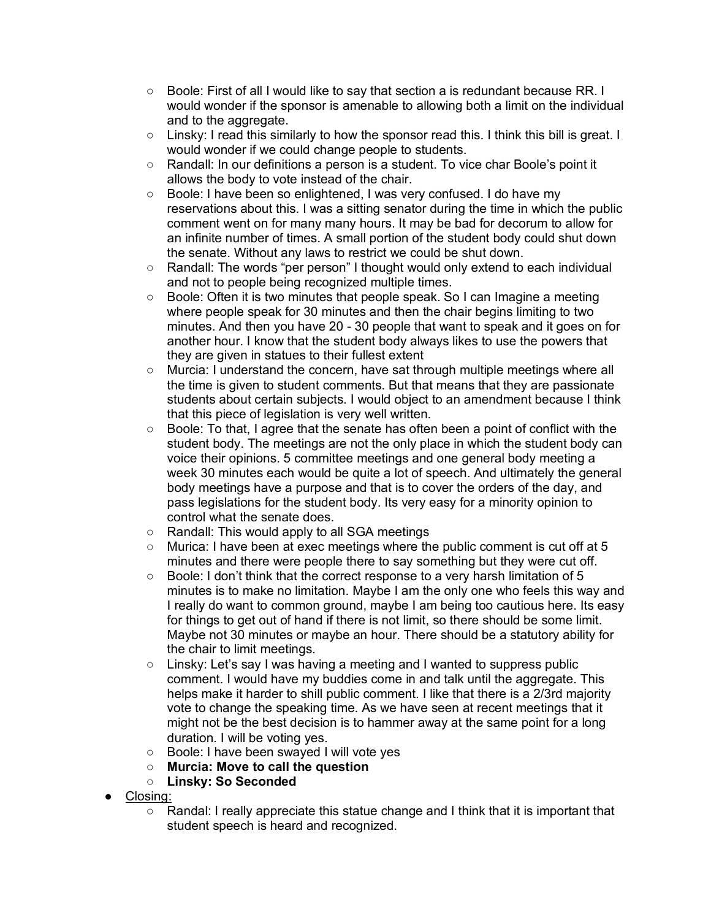- Boole: First of all I would like to say that section a is redundant because RR. I would wonder if the sponsor is amenable to allowing both a limit on the individual and to the aggregate.
- Linsky: I read this similarly to how the sponsor read this. I think this bill is great. I would wonder if we could change people to students.
- Randall: In our definitions a person is a student. To vice char Boole's point it allows the body to vote instead of the chair.
- Boole: I have been so enlightened, I was very confused. I do have my reservations about this. I was a sitting senator during the time in which the public comment went on for many many hours. It may be bad for decorum to allow for an infinite number of times. A small portion of the student body could shut down the senate. Without any laws to restrict we could be shut down.
- Randall: The words "per person" I thought would only extend to each individual and not to people being recognized multiple times.
- Boole: Often it is two minutes that people speak. So I can Imagine a meeting where people speak for 30 minutes and then the chair begins limiting to two minutes. And then you have 20 - 30 people that want to speak and it goes on for another hour. I know that the student body always likes to use the powers that they are given in statues to their fullest extent
- Murcia: I understand the concern, have sat through multiple meetings where all the time is given to student comments. But that means that they are passionate students about certain subjects. I would object to an amendment because I think that this piece of legislation is very well written.
- Boole: To that, I agree that the senate has often been a point of conflict with the student body. The meetings are not the only place in which the student body can voice their opinions. 5 committee meetings and one general body meeting a week 30 minutes each would be quite a lot of speech. And ultimately the general body meetings have a purpose and that is to cover the orders of the day, and pass legislations for the student body. Its very easy for a minority opinion to control what the senate does.
- Randall: This would apply to all SGA meetings
- Murica: I have been at exec meetings where the public comment is cut off at 5 minutes and there were people there to say something but they were cut off.
- Boole: I don't think that the correct response to a very harsh limitation of 5 minutes is to make no limitation. Maybe I am the only one who feels this way and I really do want to common ground, maybe I am being too cautious here. Its easy for things to get out of hand if there is not limit, so there should be some limit. Maybe not 30 minutes or maybe an hour. There should be a statutory ability for the chair to limit meetings.
- Linsky: Let's say I was having a meeting and I wanted to suppress public comment. I would have my buddies come in and talk until the aggregate. This helps make it harder to shill public comment. I like that there is a 2/3rd majority vote to change the speaking time. As we have seen at recent meetings that it might not be the best decision is to hammer away at the same point for a long duration. I will be voting yes.
- Boole: I have been swayed I will vote yes
- **Murcia: Move to call the question**
- **Linsky: So Seconded**

- <u>Closing:</u>
  - Randal: I really appreciate this statue change and I think that it is important that student speech is heard and recognized.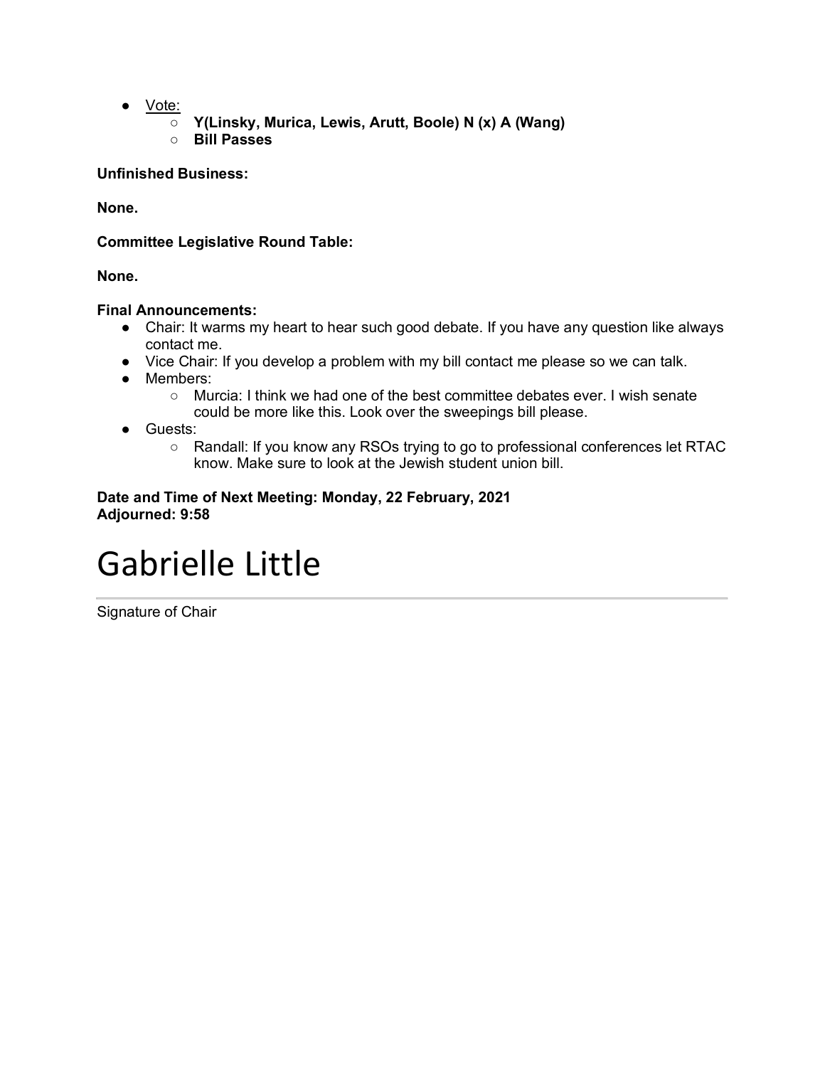- <u>Vote:</u>
  - **Y(Linsky, Murica, Lewis, Arutt, Boole) N (x) A (Wang)**
  - **Bill Passes**

**Unfinished Business:**

**None.**

**Committee Legislative Round Table:**

**None.**

**Final Announcements:**

- Chair: It warms my heart to hear such good debate. If you have any question like always contact me.
- Vice Chair: If you develop a problem with my bill contact me please so we can talk.
- Members:
  - Murcia: I think we had one of the best committee debates ever. I wish senate could be more like this. Look over the sweepings bill please.
- Guests:
  - Randall: If you know any RSOs trying to go to professional conferences let RTAC know. Make sure to look at the Jewish student union bill.

**Date and Time of Next Meeting: Monday, 22 February, 2021**
**Adjourned: 9:58**

Gabrielle Little

---

Signature of Chair